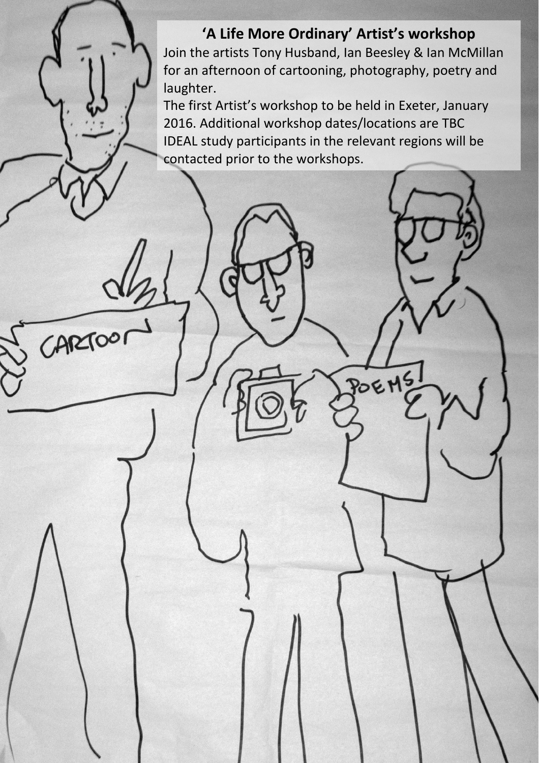## 'A Life More Ordinary' Artist's workshop

Join the artists Tony Husband, Ian Beesley & Ian McMillan for an afternoon of cartooning, photography, poetry and laughter.

The first Artist's workshop to be held in Exeter, January 2016. Additional workshop dates/locations are TBC

IDEAL study participants in the relevant regions will be contacted prior to the workshops.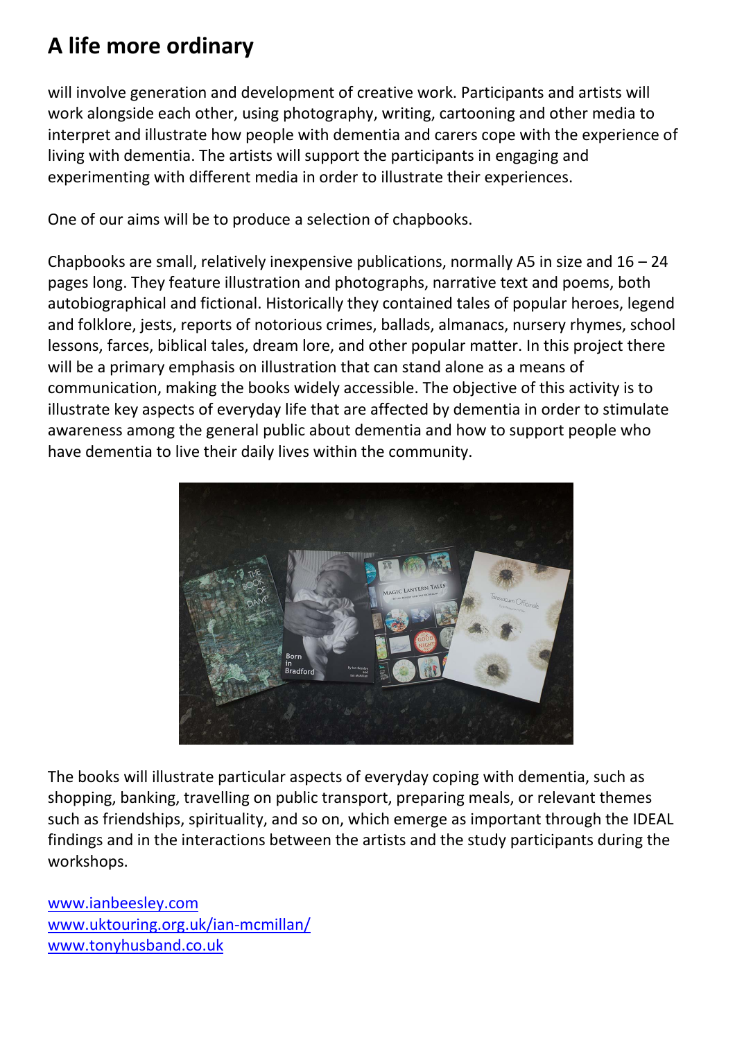# A life more ordinary

will involve generation and development of creative work. Participants and artists will work alongside each other, using photography, writing, cartooning and other media to interpret and illustrate how people with dementia and carers cope with the experience of living with dementia. The artists will support the participants in engaging and experimenting with different media in order to illustrate their experiences.

One of our aims will be to produce a selection of chapbooks.

Chapbooks are small, relatively inexpensive publications, normally A5 in size and 16 – 24 pages long. They feature illustration and photographs, narrative text and poems, both autobiographical and fictional. Historically they contained tales of popular heroes, legend and folklore, jests, reports of notorious crimes, ballads, almanacs, nursery rhymes, school lessons, farces, biblical tales, dream lore, and other popular matter. In this project there will be a primary emphasis on illustration that can stand alone as a means of communication, making the books widely accessible. The objective of this activity is to illustrate key aspects of everyday life that are affected by dementia in order to stimulate awareness among the general public about dementia and how to support people who have dementia to live their daily lives within the community.

The books will illustrate particular aspects of everyday coping with dementia, such as shopping, banking, travelling on public transport, preparing meals, or relevant themes such as friendships, spirituality, and so on, which emerge as important through the IDEAL findings and in the interactions between the artists and the study participants during the workshops.

[www.ianbeesley.com](http://www.ianbeesley.com)
[www.uktouring.org.uk/ian-mcmillan/](http://www.uktouring.org.uk/ian-mcmillan/)
[www.tonyhusband.co.uk](http://www.tonyhusband.co.uk)